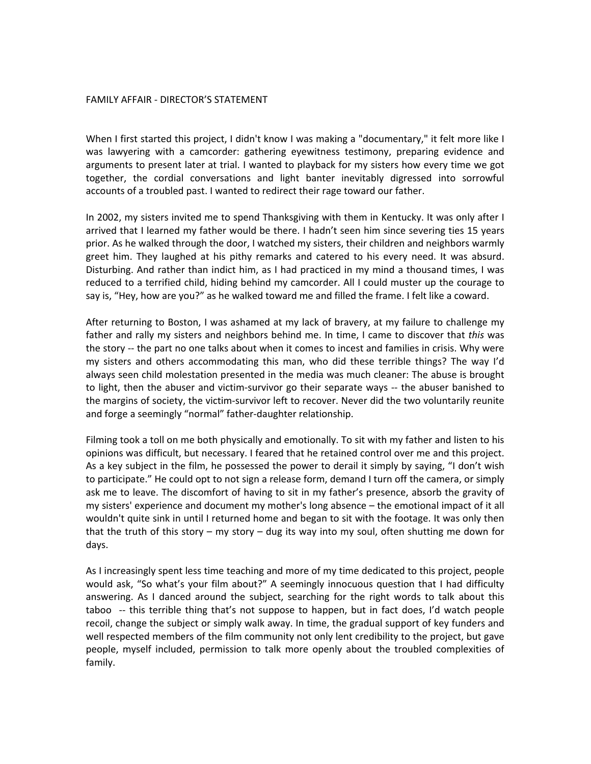# FAMILY AFFAIR - DIRECTOR'S STATEMENT

When I first started this project, I didn't know I was making a "documentary," it felt more like I was lawyering with a camcorder: gathering eyewitness testimony, preparing evidence and arguments to present later at trial. I wanted to playback for my sisters how every time we got together, the cordial conversations and light banter inevitably digressed into sorrowful accounts of a troubled past. I wanted to redirect their rage toward our father.

In 2002, my sisters invited me to spend Thanksgiving with them in Kentucky. It was only after I arrived that I learned my father would be there. I hadn't seen him since severing ties 15 years prior. As he walked through the door, I watched my sisters, their children and neighbors warmly greet him. They laughed at his pithy remarks and catered to his every need. It was absurd. Disturbing. And rather than indict him, as I had practiced in my mind a thousand times, I was reduced to a terrified child, hiding behind my camcorder. All I could muster up the courage to say is, "Hey, how are you?" as he walked toward me and filled the frame. I felt like a coward.

After returning to Boston, I was ashamed at my lack of bravery, at my failure to challenge my father and rally my sisters and neighbors behind me. In time, I came to discover that *this* was the story -- the part no one talks about when it comes to incest and families in crisis. Why were my sisters and others accommodating this man, who did these terrible things? The way I'd always seen child molestation presented in the media was much cleaner: The abuse is brought to light, then the abuser and victim-survivor go their separate ways -- the abuser banished to the margins of society, the victim-survivor left to recover. Never did the two voluntarily reunite and forge a seemingly "normal" father-daughter relationship.

Filming took a toll on me both physically and emotionally. To sit with my father and listen to his opinions was difficult, but necessary. I feared that he retained control over me and this project. As a key subject in the film, he possessed the power to derail it simply by saying, "I don't wish to participate." He could opt to not sign a release form, demand I turn off the camera, or simply ask me to leave. The discomfort of having to sit in my father's presence, absorb the gravity of my sisters' experience and document my mother's long absence – the emotional impact of it all wouldn't quite sink in until I returned home and began to sit with the footage. It was only then that the truth of this story – my story – dug its way into my soul, often shutting me down for days.

As I increasingly spent less time teaching and more of my time dedicated to this project, people would ask, "So what's your film about?" A seemingly innocuous question that I had difficulty answering. As I danced around the subject, searching for the right words to talk about this taboo -- this terrible thing that's not suppose to happen, but in fact does, I'd watch people recoil, change the subject or simply walk away. In time, the gradual support of key funders and well respected members of the film community not only lent credibility to the project, but gave people, myself included, permission to talk more openly about the troubled complexities of family.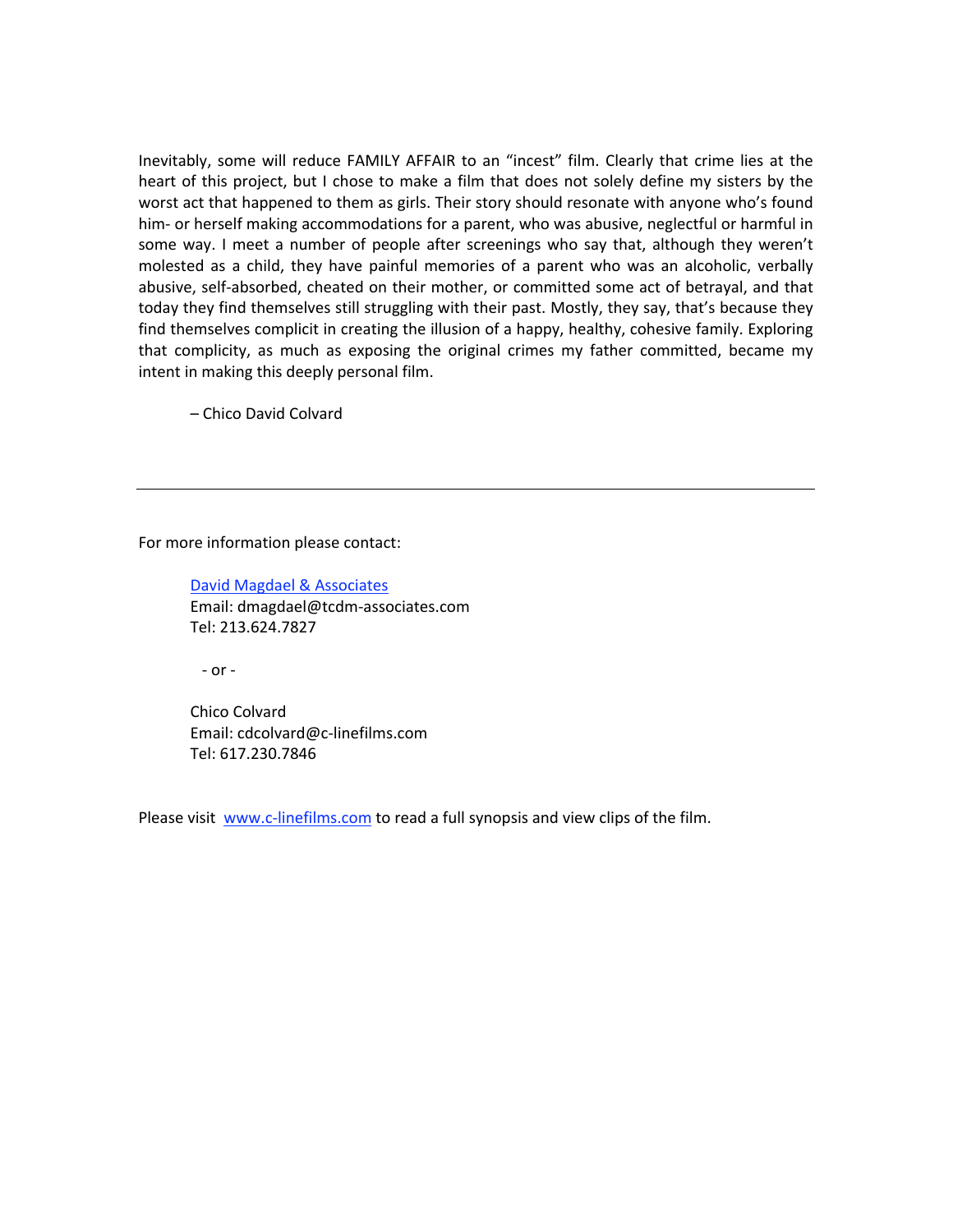Inevitably, some will reduce FAMILY AFFAIR to an "incest" film. Clearly that crime lies at the heart of this project, but I chose to make a film that does not solely define my sisters by the worst act that happened to them as girls. Their story should resonate with anyone who's found him- or herself making accommodations for a parent, who was abusive, neglectful or harmful in some way. I meet a number of people after screenings who say that, although they weren't molested as a child, they have painful memories of a parent who was an alcoholic, verbally abusive, self-absorbed, cheated on their mother, or committed some act of betrayal, and that today they find themselves still struggling with their past. Mostly, they say, that's because they find themselves complicit in creating the illusion of a happy, healthy, cohesive family. Exploring that complicity, as much as exposing the original crimes my father committed, became my intent in making this deeply personal film.

– Chico David Colvard

---

For more information please contact:

David Magdael & Associates
Email: dmagdael@tcdm-associates.com
Tel: 213.624.7827

- or -

Chico Colvard
Email: cdcolvard@c-linefilms.com
Tel: 617.230.7846

Please visit www.c-linefilms.com to read a full synopsis and view clips of the film.